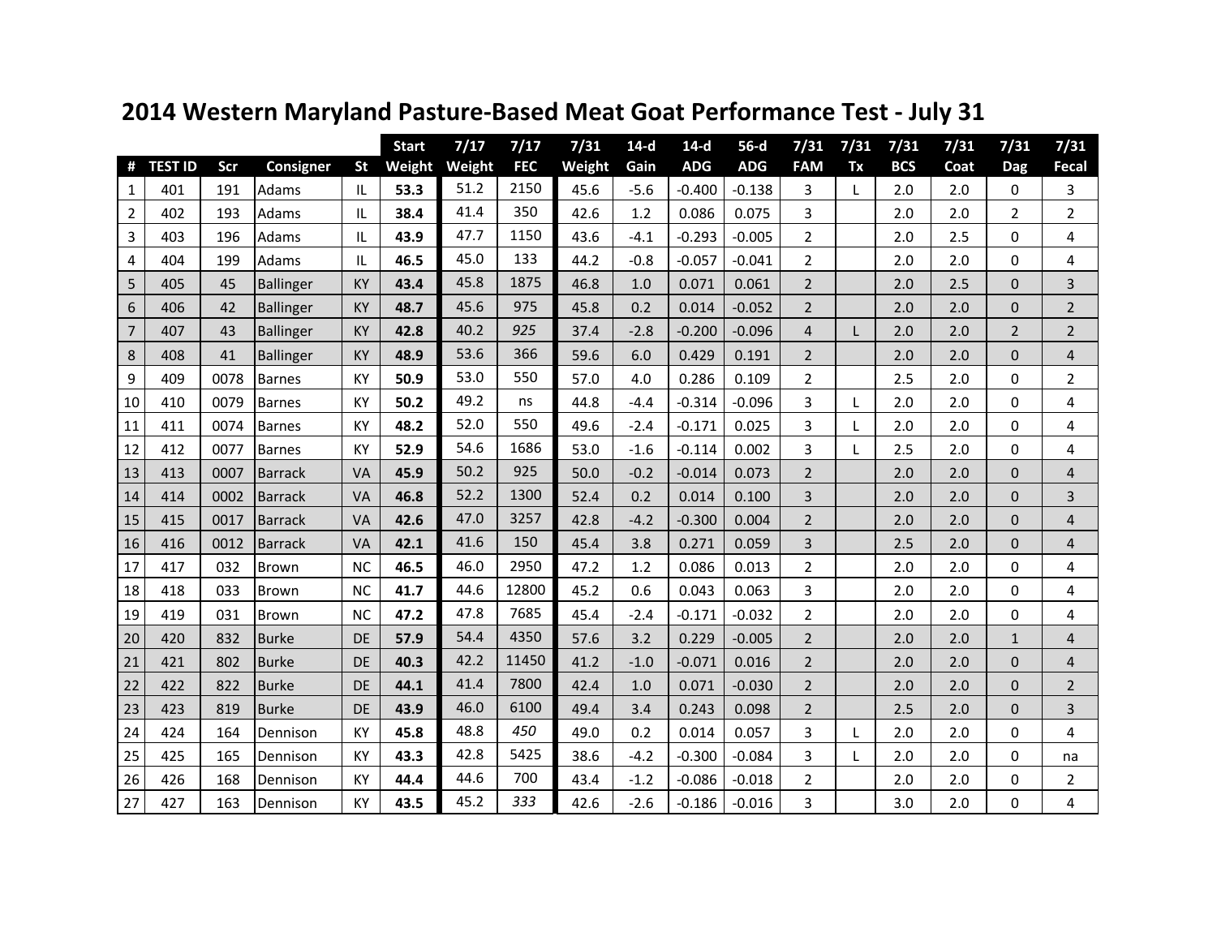# 2014 Western Maryland Pasture-Based Meat Goat Performance Test - July 31

| # | TEST ID | Scr | Consigner | St | Start Weight | 7/17 Weight | 7/17 FEC | 7/31 Weight | 14-d Gain | 14-d ADG | 56-d ADG | 7/31 FAM | 7/31 Tx | 7/31 BCS | 7/31 Coat | 7/31 Dag | 7/31 Fecal |
|---|---|---|---|---|---|---|---|---|---|---|---|---|---|---|---|---|---|
| 1 | 401 | 191 | Adams | IL | **53.3** | 51.2 | 2150 | 45.6 | -5.6 | -0.400 | -0.138 | 3 | L | 2.0 | 2.0 | 0 | 3 |
| 2 | 402 | 193 | Adams | IL | **38.4** | 41.4 | 350 | 42.6 | 1.2 | 0.086 | 0.075 | 3 | | 2.0 | 2.0 | 2 | 2 |
| 3 | 403 | 196 | Adams | IL | **43.9** | 47.7 | 1150 | 43.6 | -4.1 | -0.293 | -0.005 | 2 | | 2.0 | 2.5 | 0 | 4 |
| 4 | 404 | 199 | Adams | IL | **46.5** | 45.0 | 133 | 44.2 | -0.8 | -0.057 | -0.041 | 2 | | 2.0 | 2.0 | 0 | 4 |
| 5 | 405 | 45 | Ballinger | KY | **43.4** | 45.8 | 1875 | 46.8 | 1.0 | 0.071 | 0.061 | 2 | | 2.0 | 2.5 | 0 | 3 |
| 6 | 406 | 42 | Ballinger | KY | **48.7** | 45.6 | 975 | 45.8 | 0.2 | 0.014 | -0.052 | 2 | | 2.0 | 2.0 | 0 | 2 |
| 7 | 407 | 43 | Ballinger | KY | **42.8** | 40.2 | *925* | 37.4 | -2.8 | -0.200 | -0.096 | 4 | L | 2.0 | 2.0 | 2 | 2 |
| 8 | 408 | 41 | Ballinger | KY | **48.9** | 53.6 | 366 | 59.6 | 6.0 | 0.429 | 0.191 | 2 | | 2.0 | 2.0 | 0 | 4 |
| 9 | 409 | 0078 | Barnes | KY | **50.9** | 53.0 | 550 | 57.0 | 4.0 | 0.286 | 0.109 | 2 | | 2.5 | 2.0 | 0 | 2 |
| 10 | 410 | 0079 | Barnes | KY | **50.2** | 49.2 | ns | 44.8 | -4.4 | -0.314 | -0.096 | 3 | L | 2.0 | 2.0 | 0 | 4 |
| 11 | 411 | 0074 | Barnes | KY | **48.2** | 52.0 | 550 | 49.6 | -2.4 | -0.171 | 0.025 | 3 | L | 2.0 | 2.0 | 0 | 4 |
| 12 | 412 | 0077 | Barnes | KY | **52.9** | 54.6 | 1686 | 53.0 | -1.6 | -0.114 | 0.002 | 3 | L | 2.5 | 2.0 | 0 | 4 |
| 13 | 413 | 0007 | Barrack | VA | **45.9** | 50.2 | 925 | 50.0 | -0.2 | -0.014 | 0.073 | 2 | | 2.0 | 2.0 | 0 | 4 |
| 14 | 414 | 0002 | Barrack | VA | **46.8** | 52.2 | 1300 | 52.4 | 0.2 | 0.014 | 0.100 | 3 | | 2.0 | 2.0 | 0 | 3 |
| 15 | 415 | 0017 | Barrack | VA | **42.6** | 47.0 | 3257 | 42.8 | -4.2 | -0.300 | 0.004 | 2 | | 2.0 | 2.0 | 0 | 4 |
| 16 | 416 | 0012 | Barrack | VA | **42.1** | 41.6 | 150 | 45.4 | 3.8 | 0.271 | 0.059 | 3 | | 2.5 | 2.0 | 0 | 4 |
| 17 | 417 | 032 | Brown | NC | **46.5** | 46.0 | 2950 | 47.2 | 1.2 | 0.086 | 0.013 | 2 | | 2.0 | 2.0 | 0 | 4 |
| 18 | 418 | 033 | Brown | NC | **41.7** | 44.6 | 12800 | 45.2 | 0.6 | 0.043 | 0.063 | 3 | | 2.0 | 2.0 | 0 | 4 |
| 19 | 419 | 031 | Brown | NC | **47.2** | 47.8 | 7685 | 45.4 | -2.4 | -0.171 | -0.032 | 2 | | 2.0 | 2.0 | 0 | 4 |
| 20 | 420 | 832 | Burke | DE | **57.9** | 54.4 | 4350 | 57.6 | 3.2 | 0.229 | -0.005 | 2 | | 2.0 | 2.0 | 1 | 4 |
| 21 | 421 | 802 | Burke | DE | **40.3** | 42.2 | 11450 | 41.2 | -1.0 | -0.071 | 0.016 | 2 | | 2.0 | 2.0 | 0 | 4 |
| 22 | 422 | 822 | Burke | DE | **44.1** | 41.4 | 7800 | 42.4 | 1.0 | 0.071 | -0.030 | 2 | | 2.0 | 2.0 | 0 | 2 |
| 23 | 423 | 819 | Burke | DE | **43.9** | 46.0 | 6100 | 49.4 | 3.4 | 0.243 | 0.098 | 2 | | 2.5 | 2.0 | 0 | 3 |
| 24 | 424 | 164 | Dennison | KY | **45.8** | 48.8 | *450* | 49.0 | 0.2 | 0.014 | 0.057 | 3 | L | 2.0 | 2.0 | 0 | 4 |
| 25 | 425 | 165 | Dennison | KY | **43.3** | 42.8 | 5425 | 38.6 | -4.2 | -0.300 | -0.084 | 3 | L | 2.0 | 2.0 | 0 | na |
| 26 | 426 | 168 | Dennison | KY | **44.4** | 44.6 | 700 | 43.4 | -1.2 | -0.086 | -0.018 | 2 | | 2.0 | 2.0 | 0 | 2 |
| 27 | 427 | 163 | Dennison | KY | **43.5** | 45.2 | *333* | 42.6 | -2.6 | -0.186 | -0.016 | 3 | | 3.0 | 2.0 | 0 | 4 |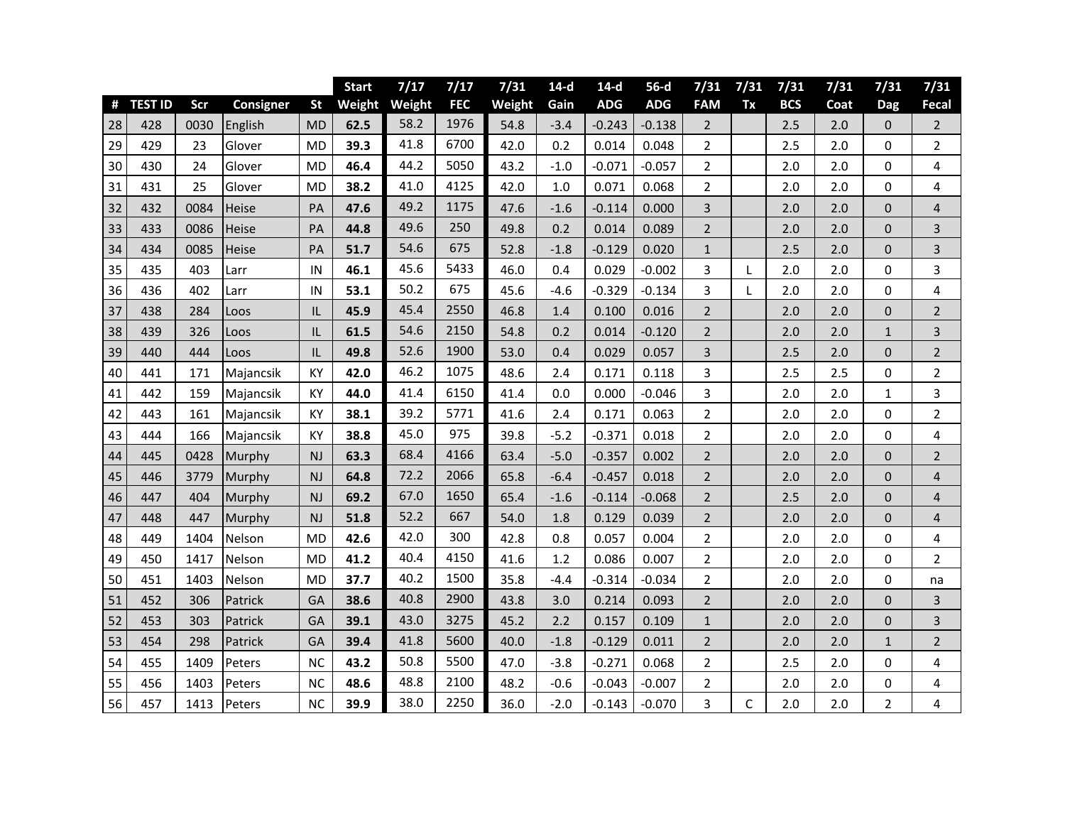| # | TEST ID | Scr | Consigner | St | Start Weight | 7/17 Weight | 7/17 FEC | 7/31 Weight | 14-d Gain | 14-d ADG | 56-d ADG | 7/31 FAM | 7/31 Tx | 7/31 BCS | 7/31 Coat | 7/31 Dag | 7/31 Fecal |
|---|---|---|---|---|---|---|---|---|---|---|---|---|---|---|---|---|---|
| 28 | 428 | 0030 | English | MD | **62.5** | 58.2 | 1976 | 54.8 | -3.4 | -0.243 | -0.138 | 2 | | 2.5 | 2.0 | 0 | 2 |
| 29 | 429 | 23 | Glover | MD | **39.3** | 41.8 | 6700 | 42.0 | 0.2 | 0.014 | 0.048 | 2 | | 2.5 | 2.0 | 0 | 2 |
| 30 | 430 | 24 | Glover | MD | **46.4** | 44.2 | 5050 | 43.2 | -1.0 | -0.071 | -0.057 | 2 | | 2.0 | 2.0 | 0 | 4 |
| 31 | 431 | 25 | Glover | MD | **38.2** | 41.0 | 4125 | 42.0 | 1.0 | 0.071 | 0.068 | 2 | | 2.0 | 2.0 | 0 | 4 |
| 32 | 432 | 0084 | Heise | PA | **47.6** | 49.2 | 1175 | 47.6 | -1.6 | -0.114 | 0.000 | 3 | | 2.0 | 2.0 | 0 | 4 |
| 33 | 433 | 0086 | Heise | PA | **44.8** | 49.6 | 250 | 49.8 | 0.2 | 0.014 | 0.089 | 2 | | 2.0 | 2.0 | 0 | 3 |
| 34 | 434 | 0085 | Heise | PA | **51.7** | 54.6 | 675 | 52.8 | -1.8 | -0.129 | 0.020 | 1 | | 2.5 | 2.0 | 0 | 3 |
| 35 | 435 | 403 | Larr | IN | **46.1** | 45.6 | 5433 | 46.0 | 0.4 | 0.029 | -0.002 | 3 | L | 2.0 | 2.0 | 0 | 3 |
| 36 | 436 | 402 | Larr | IN | **53.1** | 50.2 | 675 | 45.6 | -4.6 | -0.329 | -0.134 | 3 | L | 2.0 | 2.0 | 0 | 4 |
| 37 | 438 | 284 | Loos | IL | **45.9** | 45.4 | 2550 | 46.8 | 1.4 | 0.100 | 0.016 | 2 | | 2.0 | 2.0 | 0 | 2 |
| 38 | 439 | 326 | Loos | IL | **61.5** | 54.6 | 2150 | 54.8 | 0.2 | 0.014 | -0.120 | 2 | | 2.0 | 2.0 | 1 | 3 |
| 39 | 440 | 444 | Loos | IL | **49.8** | 52.6 | 1900 | 53.0 | 0.4 | 0.029 | 0.057 | 3 | | 2.5 | 2.0 | 0 | 2 |
| 40 | 441 | 171 | Majancsik | KY | **42.0** | 46.2 | 1075 | 48.6 | 2.4 | 0.171 | 0.118 | 3 | | 2.5 | 2.5 | 0 | 2 |
| 41 | 442 | 159 | Majancsik | KY | **44.0** | 41.4 | 6150 | 41.4 | 0.0 | 0.000 | -0.046 | 3 | | 2.0 | 2.0 | 1 | 3 |
| 42 | 443 | 161 | Majancsik | KY | **38.1** | 39.2 | 5771 | 41.6 | 2.4 | 0.171 | 0.063 | 2 | | 2.0 | 2.0 | 0 | 2 |
| 43 | 444 | 166 | Majancsik | KY | **38.8** | 45.0 | 975 | 39.8 | -5.2 | -0.371 | 0.018 | 2 | | 2.0 | 2.0 | 0 | 4 |
| 44 | 445 | 0428 | Murphy | NJ | **63.3** | 68.4 | 4166 | 63.4 | -5.0 | -0.357 | 0.002 | 2 | | 2.0 | 2.0 | 0 | 2 |
| 45 | 446 | 3779 | Murphy | NJ | **64.8** | 72.2 | 2066 | 65.8 | -6.4 | -0.457 | 0.018 | 2 | | 2.0 | 2.0 | 0 | 4 |
| 46 | 447 | 404 | Murphy | NJ | **69.2** | 67.0 | 1650 | 65.4 | -1.6 | -0.114 | -0.068 | 2 | | 2.5 | 2.0 | 0 | 4 |
| 47 | 448 | 447 | Murphy | NJ | **51.8** | 52.2 | 667 | 54.0 | 1.8 | 0.129 | 0.039 | 2 | | 2.0 | 2.0 | 0 | 4 |
| 48 | 449 | 1404 | Nelson | MD | **42.6** | 42.0 | 300 | 42.8 | 0.8 | 0.057 | 0.004 | 2 | | 2.0 | 2.0 | 0 | 4 |
| 49 | 450 | 1417 | Nelson | MD | **41.2** | 40.4 | 4150 | 41.6 | 1.2 | 0.086 | 0.007 | 2 | | 2.0 | 2.0 | 0 | 2 |
| 50 | 451 | 1403 | Nelson | MD | **37.7** | 40.2 | 1500 | 35.8 | -4.4 | -0.314 | -0.034 | 2 | | 2.0 | 2.0 | 0 | na |
| 51 | 452 | 306 | Patrick | GA | **38.6** | 40.8 | 2900 | 43.8 | 3.0 | 0.214 | 0.093 | 2 | | 2.0 | 2.0 | 0 | 3 |
| 52 | 453 | 303 | Patrick | GA | **39.1** | 43.0 | 3275 | 45.2 | 2.2 | 0.157 | 0.109 | 1 | | 2.0 | 2.0 | 0 | 3 |
| 53 | 454 | 298 | Patrick | GA | **39.4** | 41.8 | 5600 | 40.0 | -1.8 | -0.129 | 0.011 | 2 | | 2.0 | 2.0 | 1 | 2 |
| 54 | 455 | 1409 | Peters | NC | **43.2** | 50.8 | 5500 | 47.0 | -3.8 | -0.271 | 0.068 | 2 | | 2.5 | 2.0 | 0 | 4 |
| 55 | 456 | 1403 | Peters | NC | **48.6** | 48.8 | 2100 | 48.2 | -0.6 | -0.043 | -0.007 | 2 | | 2.0 | 2.0 | 0 | 4 |
| 56 | 457 | 1413 | Peters | NC | **39.9** | 38.0 | 2250 | 36.0 | -2.0 | -0.143 | -0.070 | 3 | C | 2.0 | 2.0 | 2 | 4 |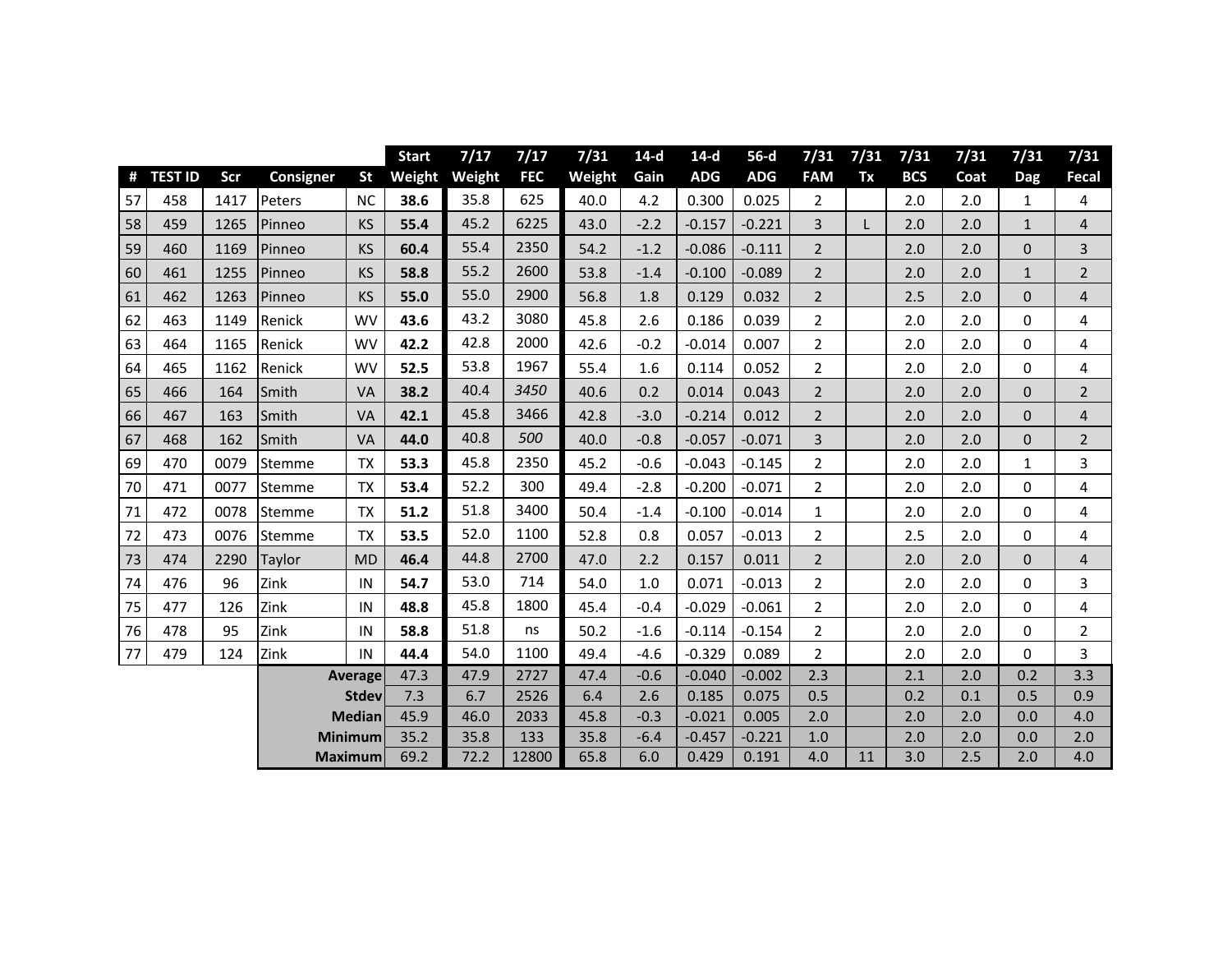| # | TEST ID | Scr | Consigner | St | Start Weight | 7/17 Weight | 7/17 FEC | 7/31 Weight | 14-d Gain | 14-d ADG | 56-d ADG | 7/31 FAM | 7/31 Tx | 7/31 BCS | 7/31 Coat | 7/31 Dag | 7/31 Fecal |
|---|---|---|---|---|---|---|---|---|---|---|---|---|---|---|---|---|---|
| 57 | 458 | 1417 | Peters | NC | **38.6** | 35.8 | 625 | 40.0 | 4.2 | 0.300 | 0.025 | 2 | | 2.0 | 2.0 | 1 | 4 |
| 58 | 459 | 1265 | Pinneo | KS | **55.4** | 45.2 | 6225 | 43.0 | -2.2 | -0.157 | -0.221 | 3 | L | 2.0 | 2.0 | 1 | 4 |
| 59 | 460 | 1169 | Pinneo | KS | **60.4** | 55.4 | 2350 | 54.2 | -1.2 | -0.086 | -0.111 | 2 | | 2.0 | 2.0 | 0 | 3 |
| 60 | 461 | 1255 | Pinneo | KS | **58.8** | 55.2 | 2600 | 53.8 | -1.4 | -0.100 | -0.089 | 2 | | 2.0 | 2.0 | 1 | 2 |
| 61 | 462 | 1263 | Pinneo | KS | **55.0** | 55.0 | 2900 | 56.8 | 1.8 | 0.129 | 0.032 | 2 | | 2.5 | 2.0 | 0 | 4 |
| 62 | 463 | 1149 | Renick | WV | **43.6** | 43.2 | 3080 | 45.8 | 2.6 | 0.186 | 0.039 | 2 | | 2.0 | 2.0 | 0 | 4 |
| 63 | 464 | 1165 | Renick | WV | **42.2** | 42.8 | 2000 | 42.6 | -0.2 | -0.014 | 0.007 | 2 | | 2.0 | 2.0 | 0 | 4 |
| 64 | 465 | 1162 | Renick | WV | **52.5** | 53.8 | 1967 | 55.4 | 1.6 | 0.114 | 0.052 | 2 | | 2.0 | 2.0 | 0 | 4 |
| 65 | 466 | 164 | Smith | VA | **38.2** | 40.4 | *3450* | 40.6 | 0.2 | 0.014 | 0.043 | 2 | | 2.0 | 2.0 | 0 | 2 |
| 66 | 467 | 163 | Smith | VA | **42.1** | 45.8 | 3466 | 42.8 | -3.0 | -0.214 | 0.012 | 2 | | 2.0 | 2.0 | 0 | 4 |
| 67 | 468 | 162 | Smith | VA | **44.0** | 40.8 | *500* | 40.0 | -0.8 | -0.057 | -0.071 | 3 | | 2.0 | 2.0 | 0 | 2 |
| 69 | 470 | 0079 | Stemme | TX | **53.3** | 45.8 | 2350 | 45.2 | -0.6 | -0.043 | -0.145 | 2 | | 2.0 | 2.0 | 1 | 3 |
| 70 | 471 | 0077 | Stemme | TX | **53.4** | 52.2 | 300 | 49.4 | -2.8 | -0.200 | -0.071 | 2 | | 2.0 | 2.0 | 0 | 4 |
| 71 | 472 | 0078 | Stemme | TX | **51.2** | 51.8 | 3400 | 50.4 | -1.4 | -0.100 | -0.014 | 1 | | 2.0 | 2.0 | 0 | 4 |
| 72 | 473 | 0076 | Stemme | TX | **53.5** | 52.0 | 1100 | 52.8 | 0.8 | 0.057 | -0.013 | 2 | | 2.5 | 2.0 | 0 | 4 |
| 73 | 474 | 2290 | Taylor | MD | **46.4** | 44.8 | 2700 | 47.0 | 2.2 | 0.157 | 0.011 | 2 | | 2.0 | 2.0 | 0 | 4 |
| 74 | 476 | 96 | Zink | IN | **54.7** | 53.0 | 714 | 54.0 | 1.0 | 0.071 | -0.013 | 2 | | 2.0 | 2.0 | 0 | 3 |
| 75 | 477 | 126 | Zink | IN | **48.8** | 45.8 | 1800 | 45.4 | -0.4 | -0.029 | -0.061 | 2 | | 2.0 | 2.0 | 0 | 4 |
| 76 | 478 | 95 | Zink | IN | **58.8** | 51.8 | ns | 50.2 | -1.6 | -0.114 | -0.154 | 2 | | 2.0 | 2.0 | 0 | 2 |
| 77 | 479 | 124 | Zink | IN | **44.4** | 54.0 | 1100 | 49.4 | -4.6 | -0.329 | 0.089 | 2 | | 2.0 | 2.0 | 0 | 3 |
| | | | | **Average** | 47.3 | 47.9 | 2727 | 47.4 | -0.6 | -0.040 | -0.002 | 2.3 | | 2.1 | 2.0 | 0.2 | 3.3 |
| | | | | **Stdev** | 7.3 | 6.7 | 2526 | 6.4 | 2.6 | 0.185 | 0.075 | 0.5 | | 0.2 | 0.1 | 0.5 | 0.9 |
| | | | | **Median** | 45.9 | 46.0 | 2033 | 45.8 | -0.3 | -0.021 | 0.005 | 2.0 | | 2.0 | 2.0 | 0.0 | 4.0 |
| | | | | **Minimum** | 35.2 | 35.8 | 133 | 35.8 | -6.4 | -0.457 | -0.221 | 1.0 | | 2.0 | 2.0 | 0.0 | 2.0 |
| | | | | **Maximum** | 69.2 | 72.2 | 12800 | 65.8 | 6.0 | 0.429 | 0.191 | 4.0 | 11 | 3.0 | 2.5 | 2.0 | 4.0 |